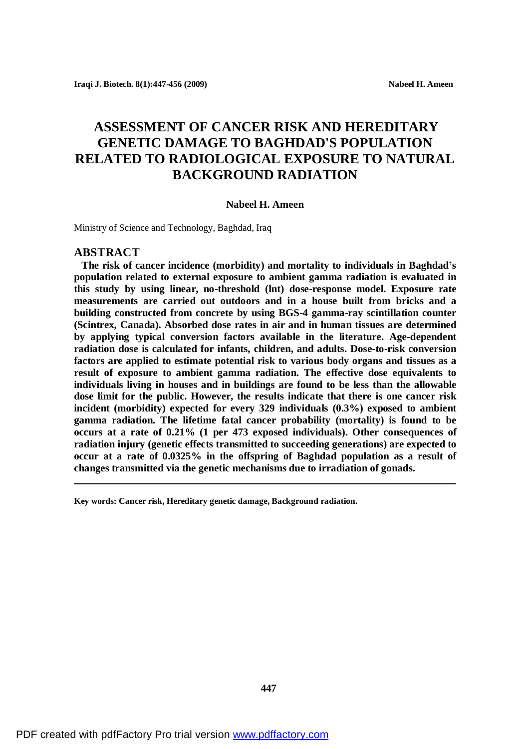# ASSESSMENT OF CANCER RISK AND HEREDITARY GENETIC DAMAGE TO BAGHDAD'S POPULATION RELATED TO RADIOLOGICAL EXPOSURE TO NATURAL BACKGROUND RADIATION

**Nabeel H. Ameen**

Ministry of Science and Technology, Baghdad, Iraq

## ABSTRACT

**The risk of cancer incidence (morbidity) and mortality to individuals in Baghdad's population related to external exposure to ambient gamma radiation is evaluated in this study by using linear, no-threshold (lnt) dose-response model. Exposure rate measurements are carried out outdoors and in a house built from bricks and a building constructed from concrete by using BGS-4 gamma-ray scintillation counter (Scintrex, Canada). Absorbed dose rates in air and in human tissues are determined by applying typical conversion factors available in the literature. Age-dependent radiation dose is calculated for infants, children, and adults. Dose-to-risk conversion factors are applied to estimate potential risk to various body organs and tissues as a result of exposure to ambient gamma radiation. The effective dose equivalents to individuals living in houses and in buildings are found to be less than the allowable dose limit for the public. However, the results indicate that there is one cancer risk incident (morbidity) expected for every 329 individuals (0.3%) exposed to ambient gamma radiation. The lifetime fatal cancer probability (mortality) is found to be occurs at a rate of 0.21% (1 per 473 exposed individuals). Other consequences of radiation injury (genetic effects transmitted to succeeding generations) are expected to occur at a rate of 0.0325% in the offspring of Baghdad population as a result of changes transmitted via the genetic mechanisms due to irradiation of gonads.**

---

**Key words: Cancer risk, Hereditary genetic damage, Background radiation.**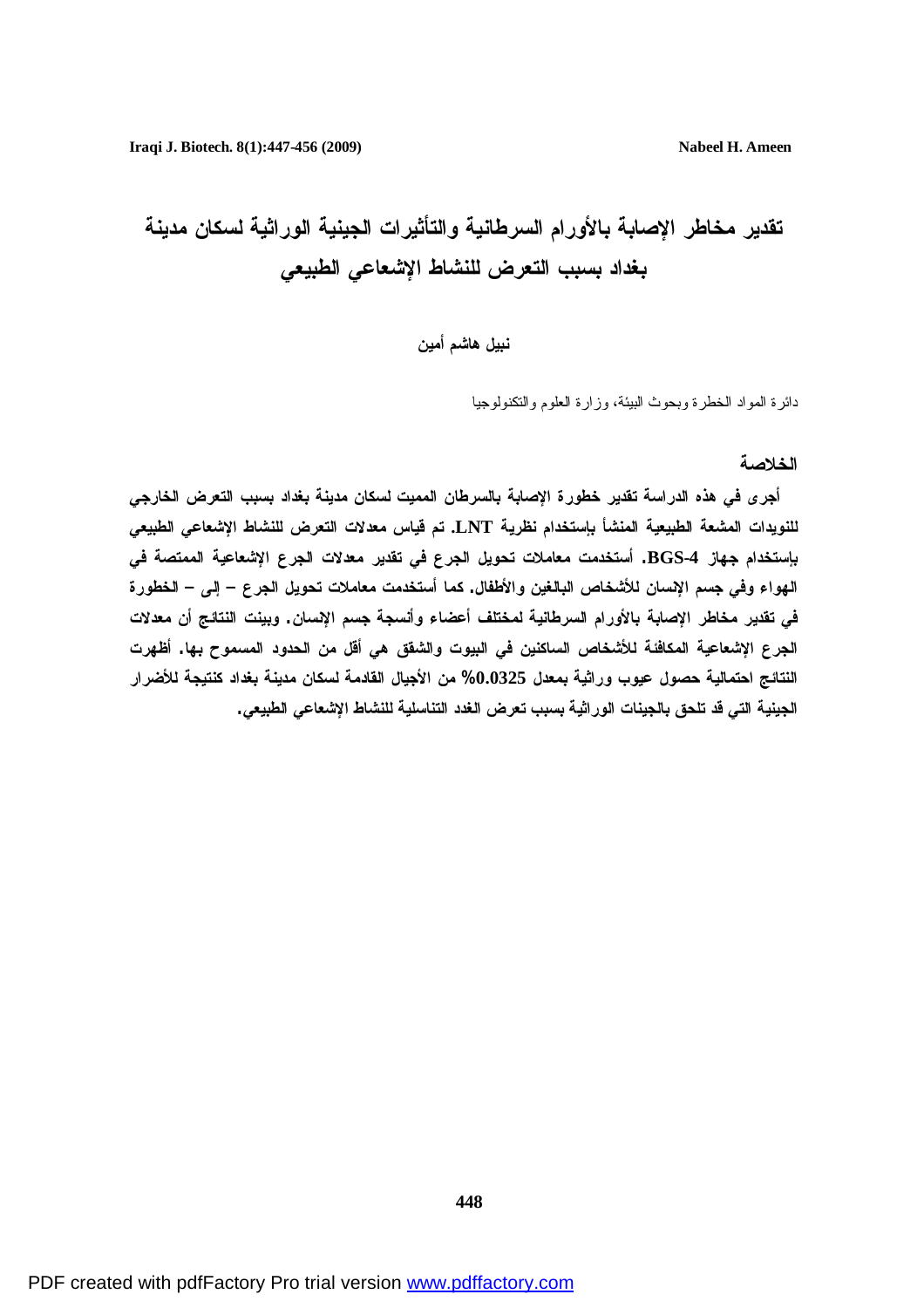# تقدير مخاطر الإصابة بالأورام السرطانية والتأثيرات الجينية الوراثية لسكان مدينة بغداد بسبب التعرض للنشاط الإشعاعي الطبيعي

**نبيل هاشم أمين**

دائرة المواد الخطرة وبحوث البيئة، وزارة العلوم والتكنولوجيا

## الخلاصة

**أجرى في هذه الدراسة تقدير خطورة الإصابة بالسرطان المميت لسكان مدينة بغداد بسبب التعرض الخارجي للنويدات المشعة الطبيعية المنشأ بإستخدام نظرية LNT. تم قياس معدلات التعرض للنشاط الإشعاعي الطبيعي بإستخدام جهاز BGS-4. أستخدمت معاملات تحويل الجرع في تقدير معدلات الجرع الإشعاعية الممتصة في الهواء وفي جسم الإنسان للأشخاص البالغين والأطفال. كما أستخدمت معاملات تحويل الجرع – إلى – الخطورة في تقدير مخاطر الإصابة بالأورام السرطانية لمختلف أعضاء وأنسجة جسم الإنسان. وبينت النتائج أن معدلات الجرع الإشعاعية المكافئة للأشخاص الساكنين في البيوت والشقق هي أقل من الحدود المسموح بها. أظهرت النتائج احتمالية حصول عيوب وراثية بمعدل 0.0325% من الأجيال القادمة لسكان مدينة بغداد كنتيجة للأضرار الجينية التي قد تلحق بالجينات الوراثية بسبب تعرض الغدد التناسلية للنشاط الإشعاعي الطبيعي.**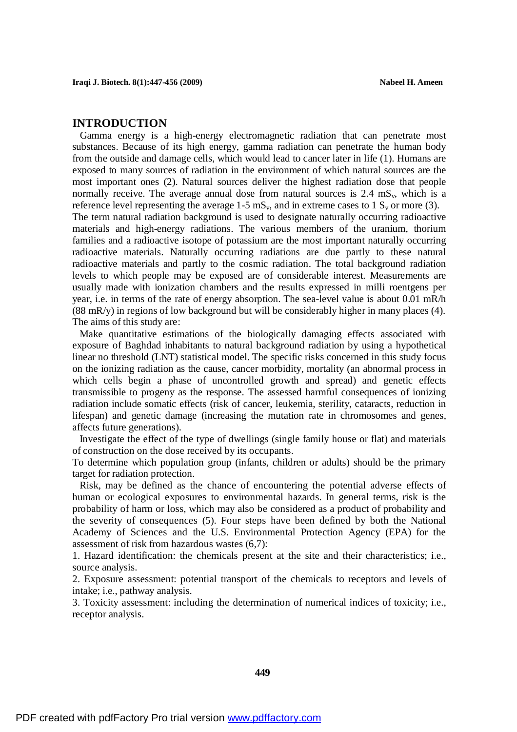## INTRODUCTION

Gamma energy is a high-energy electromagnetic radiation that can penetrate most substances. Because of its high energy, gamma radiation can penetrate the human body from the outside and damage cells, which would lead to cancer later in life (1). Humans are exposed to many sources of radiation in the environment of which natural sources are the most important ones (2). Natural sources deliver the highest radiation dose that people normally receive. The average annual dose from natural sources is 2.4 $mS_v$, which is a reference level representing the average 1-5 $mS_v$, and in extreme cases to 1 $S_v$ or more (3).

The term natural radiation background is used to designate naturally occurring radioactive materials and high-energy radiations. The various members of the uranium, thorium families and a radioactive isotope of potassium are the most important naturally occurring radioactive materials. Naturally occurring radiations are due partly to these natural radioactive materials and partly to the cosmic radiation. The total background radiation levels to which people may be exposed are of considerable interest. Measurements are usually made with ionization chambers and the results expressed in milli roentgens per year, i.e. in terms of the rate of energy absorption. The sea-level value is about 0.01 mR/h (88 mR/y) in regions of low background but will be considerably higher in many places (4).

The aims of this study are:

Make quantitative estimations of the biologically damaging effects associated with exposure of Baghdad inhabitants to natural background radiation by using a hypothetical linear no threshold (LNT) statistical model. The specific risks concerned in this study focus on the ionizing radiation as the cause, cancer morbidity, mortality (an abnormal process in which cells begin a phase of uncontrolled growth and spread) and genetic effects transmissible to progeny as the response. The assessed harmful consequences of ionizing radiation include somatic effects (risk of cancer, leukemia, sterility, cataracts, reduction in lifespan) and genetic damage (increasing the mutation rate in chromosomes and genes, affects future generations).

Investigate the effect of the type of dwellings (single family house or flat) and materials of construction on the dose received by its occupants.

To determine which population group (infants, children or adults) should be the primary target for radiation protection.

Risk, may be defined as the chance of encountering the potential adverse effects of human or ecological exposures to environmental hazards. In general terms, risk is the probability of harm or loss, which may also be considered as a product of probability and the severity of consequences (5). Four steps have been defined by both the National Academy of Sciences and the U.S. Environmental Protection Agency (EPA) for the assessment of risk from hazardous wastes (6,7):

1. Hazard identification: the chemicals present at the site and their characteristics; i.e., source analysis.
2. Exposure assessment: potential transport of the chemicals to receptors and levels of intake; i.e., pathway analysis.
3. Toxicity assessment: including the determination of numerical indices of toxicity; i.e., receptor analysis.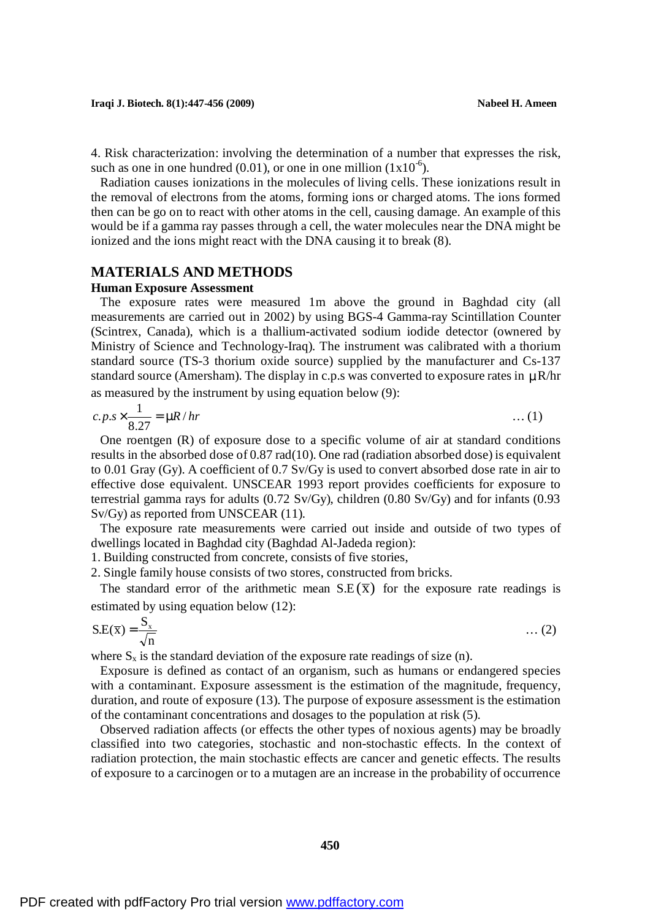4. Risk characterization: involving the determination of a number that expresses the risk, such as one in one hundred (0.01), or one in one million ($1x10^{-6}$).

Radiation causes ionizations in the molecules of living cells. These ionizations result in the removal of electrons from the atoms, forming ions or charged atoms. The ions formed then can be go on to react with other atoms in the cell, causing damage. An example of this would be if a gamma ray passes through a cell, the water molecules near the DNA might be ionized and the ions might react with the DNA causing it to break (8).

## MATERIALS AND METHODS

### Human Exposure Assessment

The exposure rates were measured 1m above the ground in Baghdad city (all measurements are carried out in 2002) by using BGS-4 Gamma-ray Scintillation Counter (Scintrex, Canada), which is a thallium-activated sodium iodide detector (owned by Ministry of Science and Technology-Iraq). The instrument was calibrated with a thorium standard source (TS-3 thorium oxide source) supplied by the manufacturer and Cs-137 standard source (Amersham). The display in c.p.s was converted to exposure rates in μR/hr as measured by the instrument by using equation below (9):

$$c.p.s \times \frac{1}{8.27} = \mu R / hr \qquad \ldots (1)$$

One roentgen (R) of exposure dose to a specific volume of air at standard conditions results in the absorbed dose of 0.87 rad(10). One rad (radiation absorbed dose) is equivalent to 0.01 Gray (Gy). A coefficient of 0.7 Sv/Gy is used to convert absorbed dose rate in air to effective dose equivalent. UNSCEAR 1993 report provides coefficients for exposure to terrestrial gamma rays for adults (0.72 Sv/Gy), children (0.80 Sv/Gy) and for infants (0.93 Sv/Gy) as reported from UNSCEAR (11).

The exposure rate measurements were carried out inside and outside of two types of dwellings located in Baghdad city (Baghdad Al-Jadeda region):

1. Building constructed from concrete, consists of five stories,
2. Single family house consists of two stores, constructed from bricks.

The standard error of the arithmetic mean $S.E(\overline{x})$ for the exposure rate readings is estimated by using equation below (12):

$$S.E(\overline{x}) = \frac{S_x}{\sqrt{n}} \qquad \ldots (2)$$

where $S_x$ is the standard deviation of the exposure rate readings of size (n).

Exposure is defined as contact of an organism, such as humans or endangered species with a contaminant. Exposure assessment is the estimation of the magnitude, frequency, duration, and route of exposure (13). The purpose of exposure assessment is the estimation of the contaminant concentrations and dosages to the population at risk (5).

Observed radiation affects (or effects the other types of noxious agents) may be broadly classified into two categories, stochastic and non-stochastic effects. In the context of radiation protection, the main stochastic effects are cancer and genetic effects. The results of exposure to a carcinogen or to a mutagen are an increase in the probability of occurrence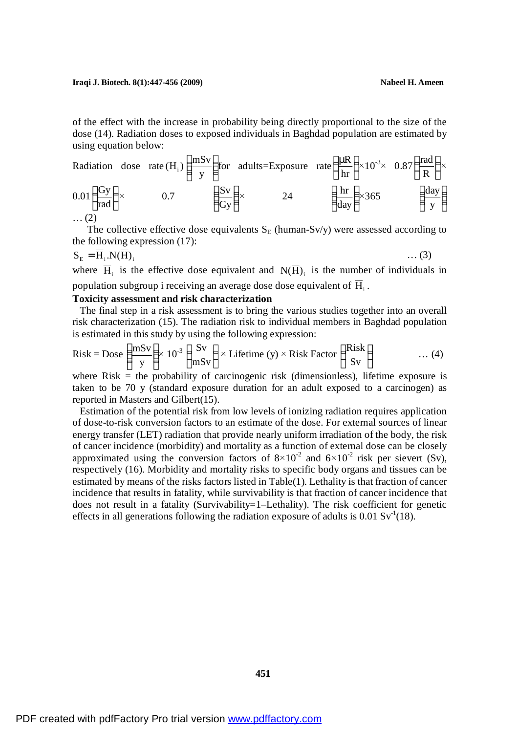of the effect with the increase in probability being directly proportional to the size of the dose (14). Radiation doses to exposed individuals in Baghdad population are estimated by using equation below:

$$\text{Radiation dose rate}\,(\overline{H}_i)\left(\frac{\text{mSv}}{\text{y}}\right)\text{for adults} = \text{Exposure rate}\left(\frac{\mu\text{R}}{\text{hr}}\right)\times 10^{-3}\times 0.87\left(\frac{\text{rad}}{\text{R}}\right)\times 0.01\left(\frac{\text{Gy}}{\text{rad}}\right)\times 0.7\left(\frac{\text{Sv}}{\text{Gy}}\right)\times 24\left(\frac{\text{hr}}{\text{day}}\right)\times 365\left(\frac{\text{day}}{\text{y}}\right) \quad \ldots (2)$$

The collective effective dose equivalents $S_E$ (human-Sv/y) were assessed according to the following expression (17):

$$S_E = \overline{H}_i . N(\overline{H})_i \quad \ldots (3)$$

where $\overline{H}_i$ is the effective dose equivalent and $N(\overline{H})_i$ is the number of individuals in population subgroup i receiving an average dose dose equivalent of $\overline{H}_i$.

**Toxicity assessment and risk characterization**

The final step in a risk assessment is to bring the various studies together into an overall risk characterization (15). The radiation risk to individual members in Baghdad population is estimated in this study by using the following expression:

$$\text{Risk} = \text{Dose}\left(\frac{\text{mSv}}{\text{y}}\right)\times 10^{-3}\left(\frac{\text{Sv}}{\text{mSv}}\right)\times \text{Lifetime (y)} \times \text{Risk Factor}\left(\frac{\text{Risk}}{\text{Sv}}\right) \quad \ldots (4)$$

where Risk = the probability of carcinogenic risk (dimensionless), lifetime exposure is taken to be 70 y (standard exposure duration for an adult exposed to a carcinogen) as reported in Masters and Gilbert(15).

Estimation of the potential risk from low levels of ionizing radiation requires application of dose-to-risk conversion factors to an estimate of the dose. For external sources of linear energy transfer (LET) radiation that provide nearly uniform irradiation of the body, the risk of cancer incidence (morbidity) and mortality as a function of external dose can be closely approximated using the conversion factors of $8\times10^{-2}$ and $6\times10^{-2}$ risk per sievert (Sv), respectively (16). Morbidity and mortality risks to specific body organs and tissues can be estimated by means of the risks factors listed in Table(1). Lethality is that fraction of cancer incidence that results in fatality, while survivability is that fraction of cancer incidence that does not result in a fatality (Survivability=1–Lethality). The risk coefficient for genetic effects in all generations following the radiation exposure of adults is $0.01\ \text{Sv}^{-1}$(18).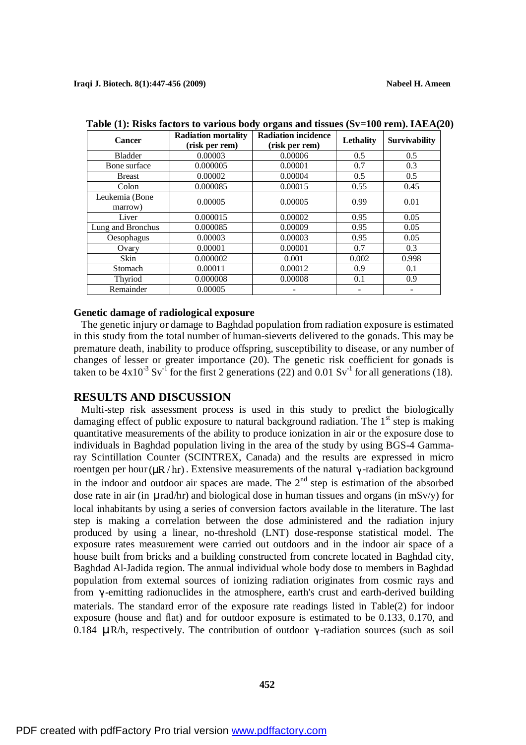**Table (1): Risks factors to various body organs and tissues (Sv=100 rem). IAEA(20)**

| Cancer | Radiation mortality (risk per rem) | Radiation incidence (risk per rem) | Lethality | Survivability |
|---|---|---|---|---|
| Bladder | 0.00003 | 0.00006 | 0.5 | 0.5 |
| Bone surface | 0.000005 | 0.00001 | 0.7 | 0.3 |
| Breast | 0.00002 | 0.00004 | 0.5 | 0.5 |
| Colon | 0.000085 | 0.00015 | 0.55 | 0.45 |
| Leukemia (Bone marrow) | 0.00005 | 0.00005 | 0.99 | 0.01 |
| Liver | 0.000015 | 0.00002 | 0.95 | 0.05 |
| Lung and Bronchus | 0.000085 | 0.00009 | 0.95 | 0.05 |
| Oesophagus | 0.00003 | 0.00003 | 0.95 | 0.05 |
| Ovary | 0.00001 | 0.00001 | 0.7 | 0.3 |
| Skin | 0.000002 | 0.001 | 0.002 | 0.998 |
| Stomach | 0.00011 | 0.00012 | 0.9 | 0.1 |
| Thyriod | 0.000008 | 0.00008 | 0.1 | 0.9 |
| Remainder | 0.00005 | - | - | - |

### Genetic damage of radiological exposure

The genetic injury or damage to Baghdad population from radiation exposure is estimated in this study from the total number of human-sieverts delivered to the gonads. This may be premature death, inability to produce offspring, susceptibility to disease, or any number of changes of lesser or greater importance (20). The genetic risk coefficient for gonads is taken to be $4x10^{-3}$ $Sv^{-1}$ for the first 2 generations (22) and 0.01 $Sv^{-1}$ for all generations (18).

## RESULTS AND DISCUSSION

Multi-step risk assessment process is used in this study to predict the biologically damaging effect of public exposure to natural background radiation. The 1st step is making quantitative measurements of the ability to produce ionization in air or the exposure dose to individuals in Baghdad population living in the area of the study by using BGS-4 Gamma-ray Scintillation Counter (SCINTREX, Canada) and the results are expressed in micro roentgen per hour $(\mu R / hr)$. Extensive measurements of the natural $\gamma$-radiation background in the indoor and outdoor air spaces are made. The 2nd step is estimation of the absorbed dose rate in air (in $\mu$rad/hr) and biological dose in human tissues and organs (in mSv/y) for local inhabitants by using a series of conversion factors available in the literature. The last step is making a correlation between the dose administered and the radiation injury produced by using a linear, no-threshold (LNT) dose-response statistical model. The exposure rates measurement were carried out outdoors and in the indoor air space of a house built from bricks and a building constructed from concrete located in Baghdad city, Baghdad Al-Jadida region. The annual individual whole body dose to members in Baghdad population from external sources of ionizing radiation originates from cosmic rays and from $\gamma$-emitting radionuclides in the atmosphere, earth's crust and earth-derived building materials. The standard error of the exposure rate readings listed in Table(2) for indoor exposure (house and flat) and for outdoor exposure is estimated to be 0.133, 0.170, and 0.184 $\mu$R/h, respectively. The contribution of outdoor $\gamma$-radiation sources (such as soil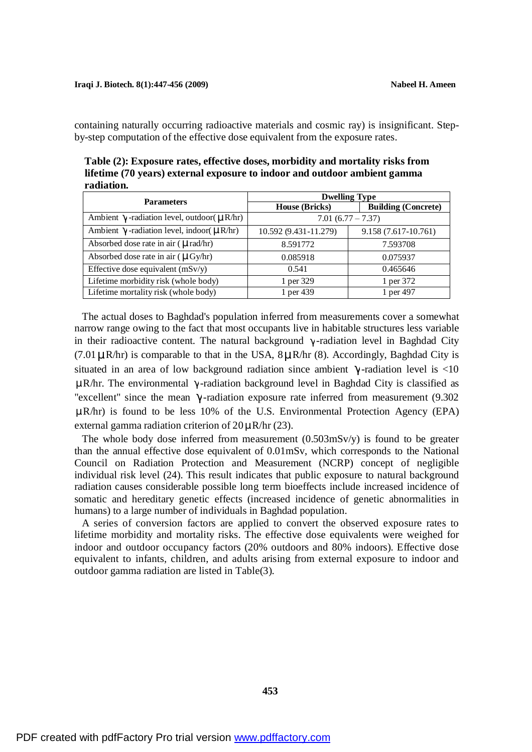containing naturally occurring radioactive materials and cosmic ray) is insignificant. Step-by-step computation of the effective dose equivalent from the exposure rates.

**Table (2): Exposure rates, effective doses, morbidity and mortality risks from lifetime (70 years) external exposure to indoor and outdoor ambient gamma radiation.**

| Parameters | Dwelling Type | |
|---|---|---|
| | House (Bricks) | Building (Concrete) |
| Ambient $\gamma$-radiation level, outdoor($\mu$R/hr) | 7.01 (6.77 – 7.37) | |
| Ambient $\gamma$-radiation level, indoor($\mu$R/hr) | 10.592 (9.431-11.279) | 9.158 (7.617-10.761) |
| Absorbed dose rate in air ($\mu$rad/hr) | 8.591772 | 7.593708 |
| Absorbed dose rate in air ($\mu$Gy/hr) | 0.085918 | 0.075937 |
| Effective dose equivalent (mSv/y) | 0.541 | 0.465646 |
| Lifetime morbidity risk (whole body) | 1 per 329 | 1 per 372 |
| Lifetime mortality risk (whole body) | 1 per 439 | 1 per 497 |

The actual doses to Baghdad's population inferred from measurements cover a somewhat narrow range owing to the fact that most occupants live in habitable structures less variable in their radioactive content. The natural background $\gamma$-radiation level in Baghdad City (7.01$\mu$R/hr) is comparable to that in the USA, 8$\mu$R/hr (8). Accordingly, Baghdad City is situated in an area of low background radiation since ambient $\gamma$-radiation level is <10 $\mu$R/hr. The environmental $\gamma$-radiation background level in Baghdad City is classified as "excellent" since the mean $\gamma$-radiation exposure rate inferred from measurement (9.302 $\mu$R/hr) is found to be less 10% of the U.S. Environmental Protection Agency (EPA) external gamma radiation criterion of 20$\mu$R/hr (23).

The whole body dose inferred from measurement (0.503mSv/y) is found to be greater than the annual effective dose equivalent of 0.01mSv, which corresponds to the National Council on Radiation Protection and Measurement (NCRP) concept of negligible individual risk level (24). This result indicates that public exposure to natural background radiation causes considerable possible long term bioeffects include increased incidence of somatic and hereditary genetic effects (increased incidence of genetic abnormalities in humans) to a large number of individuals in Baghdad population.

A series of conversion factors are applied to convert the observed exposure rates to lifetime morbidity and mortality risks. The effective dose equivalents were weighed for indoor and outdoor occupancy factors (20% outdoors and 80% indoors). Effective dose equivalent to infants, children, and adults arising from external exposure to indoor and outdoor gamma radiation are listed in Table(3).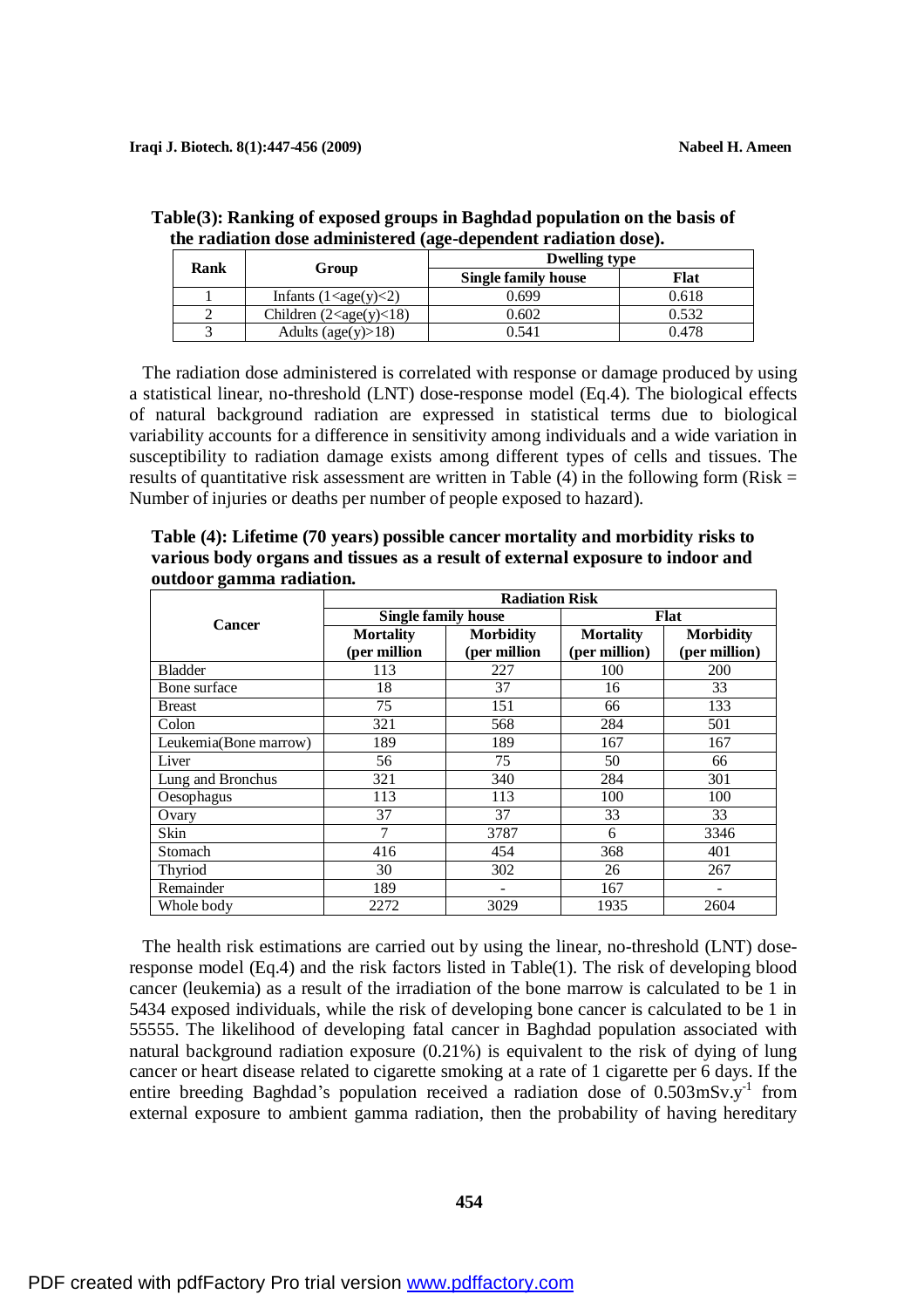**Table(3): Ranking of exposed groups in Baghdad population on the basis of the radiation dose administered (age-dependent radiation dose).**

| Rank | Group | Dwelling type | |
|---|---|---|---|
| | | Single family house | Flat |
| 1 | Infants (1<age(y)<2) | 0.699 | 0.618 |
| 2 | Children (2<age(y)<18) | 0.602 | 0.532 |
| 3 | Adults (age(y)>18) | 0.541 | 0.478 |

The radiation dose administered is correlated with response or damage produced by using a statistical linear, no-threshold (LNT) dose-response model (Eq.4). The biological effects of natural background radiation are expressed in statistical terms due to biological variability accounts for a difference in sensitivity among individuals and a wide variation in susceptibility to radiation damage exists among different types of cells and tissues. The results of quantitative risk assessment are written in Table (4) in the following form (Risk = Number of injuries or deaths per number of people exposed to hazard).

**Table (4): Lifetime (70 years) possible cancer mortality and morbidity risks to various body organs and tissues as a result of external exposure to indoor and outdoor gamma radiation.**

| Cancer | Radiation Risk | | | |
|---|---|---|---|---|
| | Single family house | | Flat | |
| | Mortality (per million | Morbidity (per million | Mortality (per million) | Morbidity (per million) |
| Bladder | 113 | 227 | 100 | 200 |
| Bone surface | 18 | 37 | 16 | 33 |
| Breast | 75 | 151 | 66 | 133 |
| Colon | 321 | 568 | 284 | 501 |
| Leukemia(Bone marrow) | 189 | 189 | 167 | 167 |
| Liver | 56 | 75 | 50 | 66 |
| Lung and Bronchus | 321 | 340 | 284 | 301 |
| Oesophagus | 113 | 113 | 100 | 100 |
| Ovary | 37 | 37 | 33 | 33 |
| Skin | 7 | 3787 | 6 | 3346 |
| Stomach | 416 | 454 | 368 | 401 |
| Thyriod | 30 | 302 | 26 | 267 |
| Remainder | 189 | - | 167 | - |
| Whole body | 2272 | 3029 | 1935 | 2604 |

The health risk estimations are carried out by using the linear, no-threshold (LNT) dose-response model (Eq.4) and the risk factors listed in Table(1). The risk of developing blood cancer (leukemia) as a result of the irradiation of the bone marrow is calculated to be 1 in 5434 exposed individuals, while the risk of developing bone cancer is calculated to be 1 in 55555. The likelihood of developing fatal cancer in Baghdad population associated with natural background radiation exposure (0.21%) is equivalent to the risk of dying of lung cancer or heart disease related to cigarette smoking at a rate of 1 cigarette per 6 days. If the entire breeding Baghdad's population received a radiation dose of $0.503 mSv.y^{-1}$ from external exposure to ambient gamma radiation, then the probability of having hereditary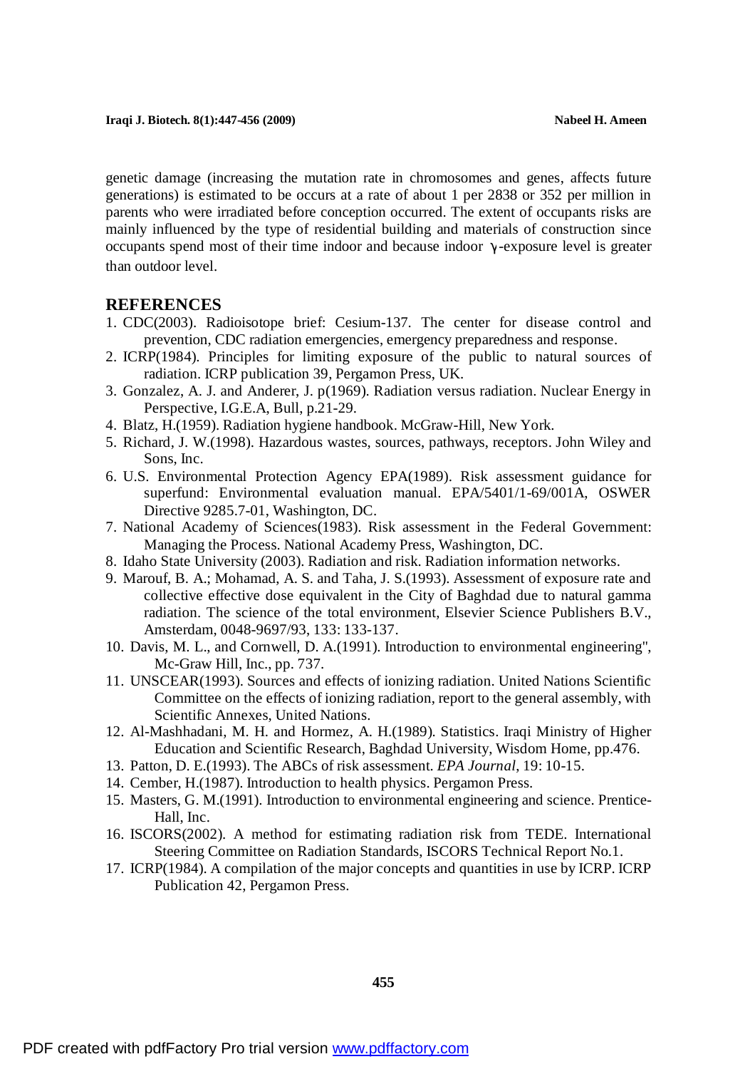genetic damage (increasing the mutation rate in chromosomes and genes, affects future generations) is estimated to be occurs at a rate of about 1 per 2838 or 352 per million in parents who were irradiated before conception occurred. The extent of occupants risks are mainly influenced by the type of residential building and materials of construction since occupants spend most of their time indoor and because indoor $\gamma$-exposure level is greater than outdoor level.

## REFERENCES

1. CDC(2003). Radioisotope brief: Cesium-137. The center for disease control and prevention, CDC radiation emergencies, emergency preparedness and response.
2. ICRP(1984). Principles for limiting exposure of the public to natural sources of radiation. ICRP publication 39, Pergamon Press, UK.
3. Gonzalez, A. J. and Anderer, J. p(1969). Radiation versus radiation. Nuclear Energy in Perspective, I.G.E.A, Bull, p.21-29.
4. Blatz, H.(1959). Radiation hygiene handbook. McGraw-Hill, New York.
5. Richard, J. W.(1998). Hazardous wastes, sources, pathways, receptors. John Wiley and Sons, Inc.
6. U.S. Environmental Protection Agency EPA(1989). Risk assessment guidance for superfund: Environmental evaluation manual. EPA/5401/1-69/001A, OSWER Directive 9285.7-01, Washington, DC.
7. National Academy of Sciences(1983). Risk assessment in the Federal Government: Managing the Process. National Academy Press, Washington, DC.
8. Idaho State University (2003). Radiation and risk. Radiation information networks.
9. Marouf, B. A.; Mohamad, A. S. and Taha, J. S.(1993). Assessment of exposure rate and collective effective dose equivalent in the City of Baghdad due to natural gamma radiation. The science of the total environment, Elsevier Science Publishers B.V., Amsterdam, 0048-9697/93, 133: 133-137.
10. Davis, M. L., and Cornwell, D. A.(1991). Introduction to environmental engineering", Mc-Graw Hill, Inc., pp. 737.
11. UNSCEAR(1993). Sources and effects of ionizing radiation. United Nations Scientific Committee on the effects of ionizing radiation, report to the general assembly, with Scientific Annexes, United Nations.
12. Al-Mashhadani, M. H. and Hormez, A. H.(1989). Statistics. Iraqi Ministry of Higher Education and Scientific Research, Baghdad University, Wisdom Home, pp.476.
13. Patton, D. E.(1993). The ABCs of risk assessment. *EPA Journal*, 19: 10-15.
14. Cember, H.(1987). Introduction to health physics. Pergamon Press.
15. Masters, G. M.(1991). Introduction to environmental engineering and science. Prentice-Hall, Inc.
16. ISCORS(2002). A method for estimating radiation risk from TEDE. International Steering Committee on Radiation Standards, ISCORS Technical Report No.1.
17. ICRP(1984). A compilation of the major concepts and quantities in use by ICRP. ICRP Publication 42, Pergamon Press.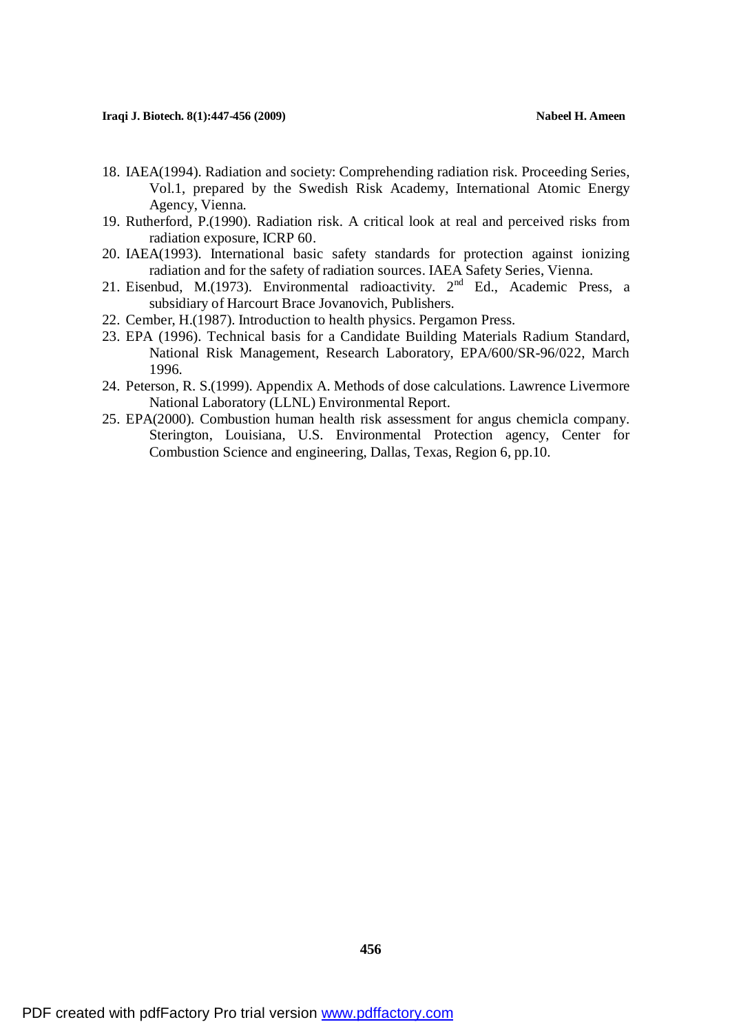18. IAEA(1994). Radiation and society: Comprehending radiation risk. Proceeding Series, Vol.1, prepared by the Swedish Risk Academy, International Atomic Energy Agency, Vienna.
19. Rutherford, P.(1990). Radiation risk. A critical look at real and perceived risks from radiation exposure, ICRP 60.
20. IAEA(1993). International basic safety standards for protection against ionizing radiation and for the safety of radiation sources. IAEA Safety Series, Vienna.
21. Eisenbud, M.(1973). Environmental radioactivity. 2nd Ed., Academic Press, a subsidiary of Harcourt Brace Jovanovich, Publishers.
22. Cember, H.(1987). Introduction to health physics. Pergamon Press.
23. EPA (1996). Technical basis for a Candidate Building Materials Radium Standard, National Risk Management, Research Laboratory, EPA/600/SR-96/022, March 1996.
24. Peterson, R. S.(1999). Appendix A. Methods of dose calculations. Lawrence Livermore National Laboratory (LLNL) Environmental Report.
25. EPA(2000). Combustion human health risk assessment for angus chemicla company. Sterington, Louisiana, U.S. Environmental Protection agency, Center for Combustion Science and engineering, Dallas, Texas, Region 6, pp.10.